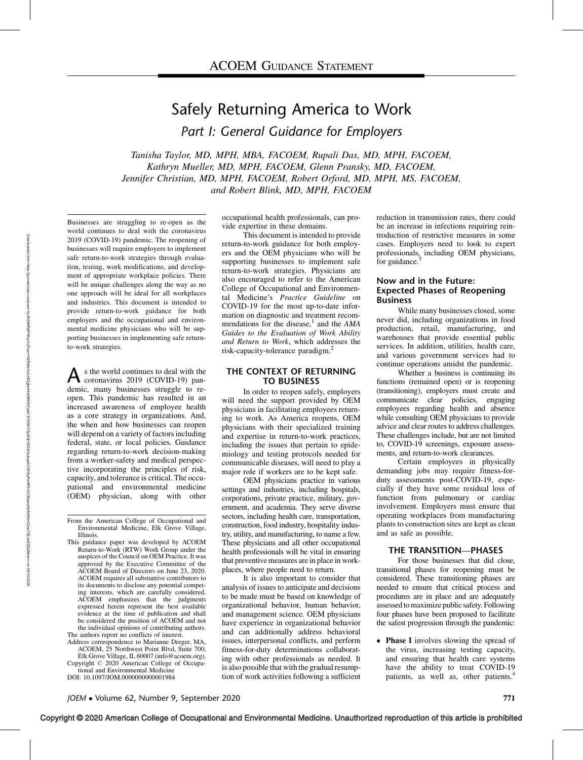ACOEM Guidance Statement

# Safely Returning America to Work

## *Part I: General Guidance for Employers*

*Tanisha Taylor, MD, MPH, MBA, FACOEM, Rupali Das, MD, MPH, FACOEM, Kathryn Mueller, MD, MPH, FACOEM, Glenn Pransky, MD, FACOEM, Jennifer Christian, MD, MPH, FACOEM, Robert Orford, MD, MPH, MS, FACOEM, and Robert Blink, MD, MPH, FACOEM*

Businesses are struggling to re-open as the world continues to deal with the coronavirus 2019 (COVID-19) pandemic. The reopening of businesses will require employers to implement safe return-to-work strategies through evaluation, testing, work modifications, and development of appropriate workplace policies. There will be unique challenges along the way as no one approach will be ideal for all workplaces and industries. This document is intended to provide return-to-work guidance for both employers and the occupational and environmental medicine physicians who will be supporting businesses in implementing safe return-to-work strategies.

As the world continues to deal with the coronavirus 2019 (COVID-19) pandemic, many businesses struggle to reopen. This pandemic has resulted in an increased awareness of employee health as a core strategy in organizations. And, the when and how businesses can reopen will depend on a variety of factors including federal, state, or local policies. Guidance regarding return-to-work decision-making from a worker-safety and medical perspective incorporating the principles of risk, capacity, and tolerance is critical. The occupational and environmental medicine (OEM) physician, along with other occupational health professionals, can provide expertise in these domains.

This document is intended to provide return-to-work guidance for both employers and the OEM physicians who will be supporting businesses to implement safe return-to-work strategies. Physicians are also encouraged to refer to the American College of Occupational and Environmental Medicine's *Practice Guideline* on COVID-19 for the most up-to-date information on diagnostic and treatment recommendations for the disease,[1] and the *AMA Guides to the Evaluation of Work Ability and Return to Work*, which addresses the risk-capacity-tolerance paradigm.[2]

### THE CONTEXT OF RETURNING TO BUSINESS

In order to reopen safely, employers will need the support provided by OEM physicians in facilitating employees returning to work. As America reopens, OEM physicians with their specialized training and expertise in return-to-work practices, including the issues that pertain to epidemiology and testing protocols needed for communicable diseases, will need to play a major role if workers are to be kept safe.

OEM physicians practice in various settings and industries, including hospitals, corporations, private practice, military, government, and academia. They serve diverse sectors, including health care, transportation, construction, food industry, hospitality industry, utility, and manufacturing, to name a few. These physicians and all other occupational health professionals will be vital in ensuring that preventive measures are in place in workplaces, where people need to return.

It is also important to consider that analysis of issues to anticipate and decisions to be made must be based on knowledge of organizational behavior, human behavior, and management science. OEM physicians have experience in organizational behavior and can additionally address behavioral issues, interpersonal conflicts, and perform fitness-for-duty determinations collaborating with other professionals as needed. It is also possible that with the gradual resumption of work activities following a sufficient reduction in transmission rates, there could be an increase in infections requiring reintroduction of restrictive measures in some cases. Employers need to look to expert professionals, including OEM physicians, for guidance.[3]

### Now and in the Future: Expected Phases of Reopening Business

While many businesses closed, some never did, including organizations in food production, retail, manufacturing, and warehouses that provide essential public services. In addition, utilities, health care, and various government services had to continue operations amidst the pandemic.

Whether a business is continuing its functions (remained open) or is reopening (transitioning), employers must create and communicate clear policies, engaging employees regarding health and absence while consulting OEM physicians to provide advice and clear routes to address challenges. These challenges include, but are not limited to, COVID-19 screenings, exposure assessments, and return-to-work clearances.

Certain employees in physically demanding jobs may require fitness-for-duty assessments post-COVID-19, especially if they have some residual loss of function from pulmonary or cardiac involvement. Employers must ensure that operating workplaces from manufacturing plants to construction sites are kept as clean and as safe as possible.

### THE TRANSITION—PHASES

For those businesses that did close, transitional phases for reopening must be considered. These transitioning phases are needed to ensure that critical process and procedures are in place and are adequately assessed to maximize public safety. Following four phases have been proposed to facilitate the safest progression through the pandemic:

- **Phase I** involves slowing the spread of the virus, increasing testing capacity, and ensuring that health care systems have the ability to treat COVID-19 patients, as well as, other patients.[4]

---

From the American College of Occupational and Environmental Medicine, Elk Grove Village, Illinois.

This guidance paper was developed by ACOEM Return-to-Work (RTW) Work Group under the auspices of the Council on OEM Practice. It was approved by the Executive Committee of the ACOEM Board of Directors on June 23, 2020. ACOEM requires all substantive contributors to its documents to disclose any potential competing interests, which are carefully considered. ACOEM emphasizes that the judgments expressed herein represent the best available evidence at the time of publication and shall be considered the position of ACOEM and not the individual opinions of contributing authors.

The authors report no conflicts of interest.

Address correspondence to Marianne Dreger, MA, ACOEM, 25 Northwest Point Blvd, Suite 700, Elk Grove Village, IL 60007 (info@acoem.org).

Copyright © 2020 American College of Occupational and Environmental Medicine

DOI: 10.1097/JOM.0000000000001984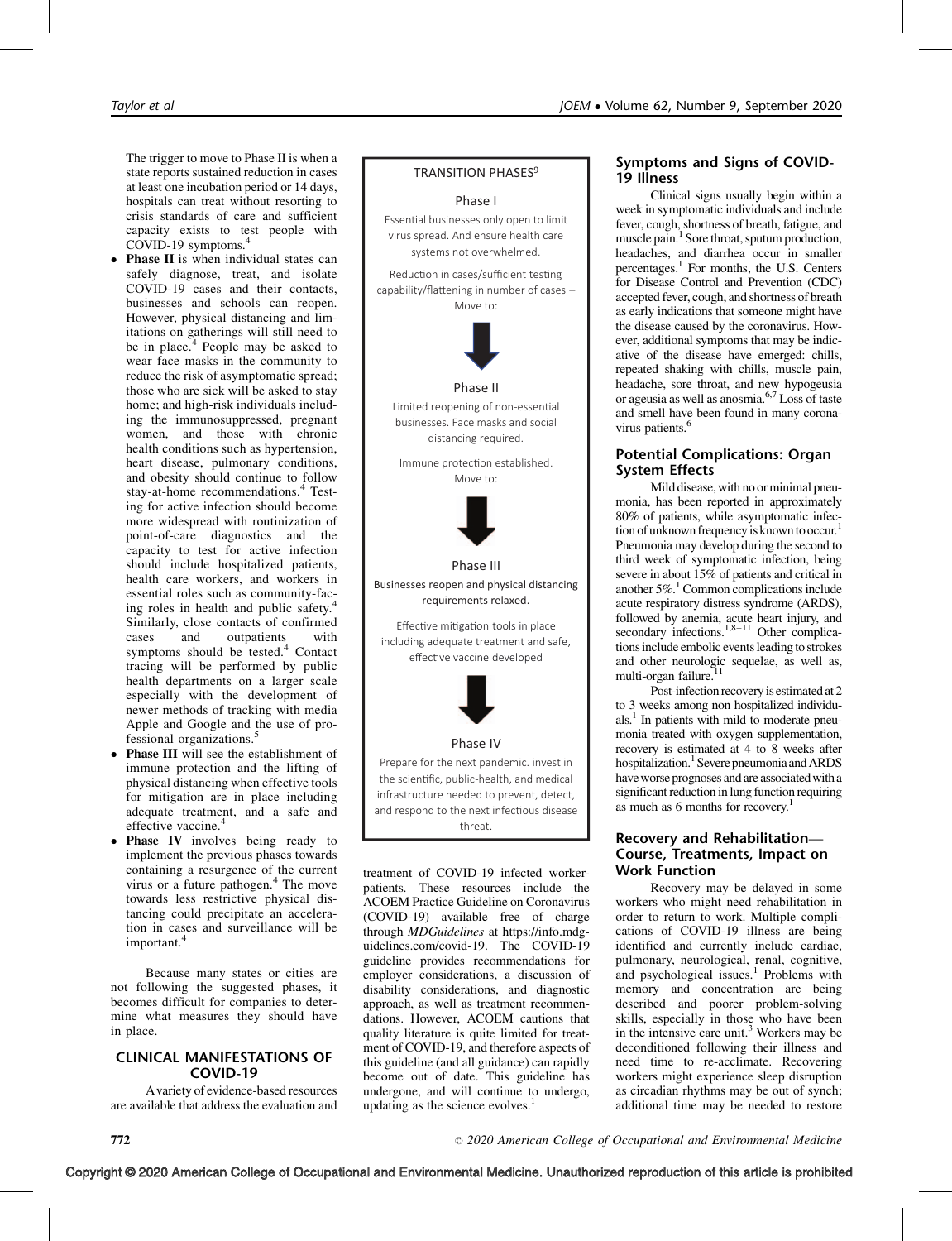The trigger to move to Phase II is when a state reports sustained reduction in cases at least one incubation period or 14 days, hospitals can treat without resorting to crisis standards of care and sufficient capacity exists to test people with COVID-19 symptoms.[4]

- **Phase II** is when individual states can safely diagnose, treat, and isolate COVID-19 cases and their contacts, businesses and schools can reopen. However, physical distancing and limitations on gatherings will still need to be in place.[4] People may be asked to wear face masks in the community to reduce the risk of asymptomatic spread; those who are sick will be asked to stay home; and high-risk individuals including the immunosuppressed, pregnant women, and those with chronic health conditions such as hypertension, heart disease, pulmonary conditions, and obesity should continue to follow stay-at-home recommendations.[4] Testing for active infection should become more widespread with routinization of point-of-care diagnostics and the capacity to test for active infection should include hospitalized patients, health care workers, and workers in essential roles such as community-facing roles in health and public safety.[4] Similarly, close contacts of confirmed cases and outpatients with symptoms should be tested.[4] Contact tracing will be performed by public health departments on a larger scale especially with the development of newer methods of tracking with media Apple and Google and the use of professional organizations.[5]
- **Phase III** will see the establishment of immune protection and the lifting of physical distancing when effective tools for mitigation are in place including adequate treatment, and a safe and effective vaccine.[4]
- **Phase IV** involves being ready to implement the previous phases towards containing a resurgence of the current virus or a future pathogen.[4] The move towards less restrictive physical distancing could precipitate an acceleration in cases and surveillance will be important.[4]

Because many states or cities are not following the suggested phases, it becomes difficult for companies to determine what measures they should have in place.

**TRANSITION PHASES[9]**

**Phase I**

Essential businesses only open to limit virus spread. And ensure health care systems not overwhelmed.

Reduction in cases/sufficient testing capability/flattening in number of cases – Move to:

**Phase II**

Limited reopening of non-essential businesses. Face masks and social distancing required.

Immune protection established. Move to:

**Phase III**

Businesses reopen and physical distancing requirements relaxed.

Effective mitigation tools in place including adequate treatment and safe, effective vaccine developed

**Phase IV**

Prepare for the next pandemic. invest in the scientific, public-health, and medical infrastructure needed to prevent, detect, and respond to the next infectious disease threat.

## CLINICAL MANIFESTATIONS OF COVID-19

A variety of evidence-based resources are available that address the evaluation and treatment of COVID-19 infected worker-patients. These resources include the ACOEM Practice Guideline on Coronavirus (COVID-19) available free of charge through *MDGuidelines* at https://info.mdguidelines.com/covid-19. The COVID-19 guideline provides recommendations for employer considerations, a discussion of disability considerations, and diagnostic approach, as well as treatment recommendations. However, ACOEM cautions that quality literature is quite limited for treatment of COVID-19, and therefore aspects of this guideline (and all guidance) can rapidly become out of date. This guideline has undergone, and will continue to undergo, updating as the science evolves.[1]

### Symptoms and Signs of COVID-19 Illness

Clinical signs usually begin within a week in symptomatic individuals and include fever, cough, shortness of breath, fatigue, and muscle pain.[1] Sore throat, sputum production, headaches, and diarrhea occur in smaller percentages.[1] For months, the U.S. Centers for Disease Control and Prevention (CDC) accepted fever, cough, and shortness of breath as early indications that someone might have the disease caused by the coronavirus. However, additional symptoms that may be indicative of the disease have emerged: chills, repeated shaking with chills, muscle pain, headache, sore throat, and new hypogeusia or ageusia as well as anosmia.[6,7] Loss of taste and smell have been found in many coronavirus patients.[6]

### Potential Complications: Organ System Effects

Mild disease, with no or minimal pneumonia, has been reported in approximately 80% of patients, while asymptomatic infection of unknown frequency is known to occur.[1] Pneumonia may develop during the second to third week of symptomatic infection, being severe in about 15% of patients and critical in another 5%.[1] Common complications include acute respiratory distress syndrome (ARDS), followed by anemia, acute heart injury, and secondary infections.[1,8–11] Other complications include embolic events leading to strokes and other neurologic sequelae, as well as, multi-organ failure.[11]

Post-infection recovery is estimated at 2 to 3 weeks among non hospitalized individuals.[1] In patients with mild to moderate pneumonia treated with oxygen supplementation, recovery is estimated at 4 to 8 weeks after hospitalization.[1] Severe pneumonia and ARDS have worse prognoses and are associated with a significant reduction in lung function requiring as much as 6 months for recovery.[1]

### Recovery and Rehabilitation—Course, Treatments, Impact on Work Function

Recovery may be delayed in some workers who might need rehabilitation in order to return to work. Multiple complications of COVID-19 illness are being identified and currently include cardiac, pulmonary, neurological, renal, cognitive, and psychological issues.[1] Problems with memory and concentration are being described and poorer problem-solving skills, especially in those who have been in the intensive care unit.[3] Workers may be deconditioned following their illness and need time to re-acclimate. Recovering workers might experience sleep disruption as circadian rhythms may be out of synch; additional time may be needed to restore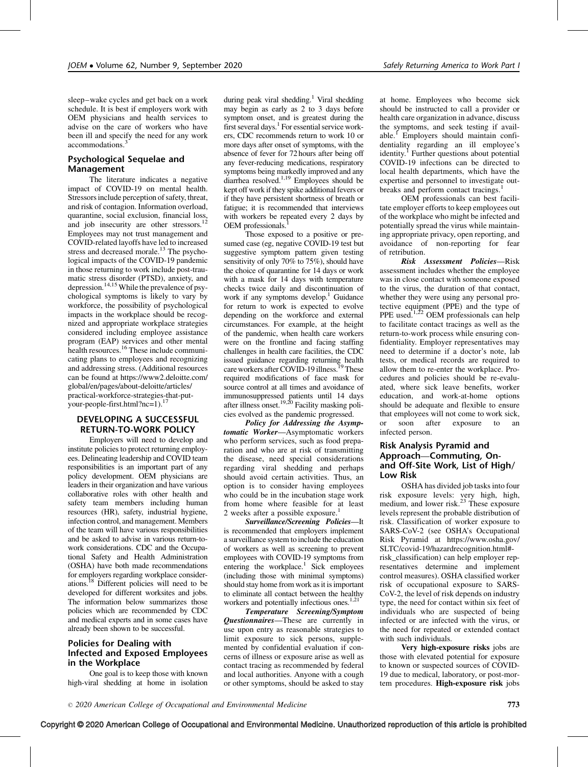sleep–wake cycles and get back on a work schedule. It is best if employers work with OEM physicians and health services to advise on the care of workers who have been ill and specify the need for any work accommodations.[3]

### Psychological Sequelae and Management

The literature indicates a negative impact of COVID-19 on mental health. Stressors include perception of safety, threat, and risk of contagion. Information overload, quarantine, social exclusion, financial loss, and job insecurity are other stressors.[12] Employees may not trust management and COVID-related layoffs have led to increased stress and decreased morale.[13] The psychological impacts of the COVID-19 pandemic in those returning to work include post-traumatic stress disorder (PTSD), anxiety, and depression.[14,15] While the prevalence of psychological symptoms is likely to vary by workforce, the possibility of psychological impacts in the workplace should be recognized and appropriate workplace strategies considered including employee assistance program (EAP) services and other mental health resources.[16] These include communicating plans to employees and recognizing and addressing stress. (Additional resources can be found at https://www2.deloitte.com/global/en/pages/about-deloitte/articles/practical-workforce-strategies-that-put-your-people-first.html?nc=1).[17]

## DEVELOPING A SUCCESSFUL RETURN-TO-WORK POLICY

Employers will need to develop and institute policies to protect returning employees. Delineating leadership and COVID team responsibilities is an important part of any policy development. OEM physicians are leaders in their organization and have various collaborative roles with other health and safety team members including human resources (HR), safety, industrial hygiene, infection control, and management. Members of the team will have various responsibilities and be asked to advise in various return-to-work considerations. CDC and the Occupational Safety and Health Administration (OSHA) have both made recommendations for employers regarding workplace considerations.[18] Different policies will need to be developed for different worksites and jobs. The information below summarizes those policies which are recommended by CDC and medical experts and in some cases have already been shown to be successful.

### Policies for Dealing with Infected and Exposed Employees in the Workplace

One goal is to keep those with known high-viral shedding at home in isolation during peak viral shedding.[1] Viral shedding may begin as early as 2 to 3 days before symptom onset, and is greatest during the first several days.[1] For essential service workers, CDC recommends return to work 10 or more days after onset of symptoms, with the absence of fever for 72 hours after being off any fever-reducing medications, respiratory symptoms being markedly improved and any diarrhea resolved.[1,19] Employees should be kept off work if they spike additional fevers or if they have persistent shortness of breath or fatigue; it is recommended that interviews with workers be repeated every 2 days by OEM professionals.[1]

Those exposed to a positive or presumed case (eg, negative COVID-19 test but suggestive symptom pattern given testing sensitivity of only 70% to 75%), should have the choice of quarantine for 14 days or work with a mask for 14 days with temperature checks twice daily and discontinuation of work if any symptoms develop.[1] Guidance for return to work is expected to evolve depending on the workforce and external circumstances. For example, at the height of the pandemic, when health care workers were on the frontline and facing staffing challenges in health care facilities, the CDC issued guidance regarding returning health care workers after COVID-19 illness.[19] These required modifications of face mask for source control at all times and avoidance of immunosuppressed patients until 14 days after illness onset.[19,20] Facility masking policies evolved as the pandemic progressed.

***Policy for Addressing the Asymptomatic Worker***—Asymptomatic workers who perform services, such as food preparation and who are at risk of transmitting the disease, need special considerations regarding viral shedding and perhaps should avoid certain activities. Thus, an option is to consider having employees who could be in the incubation stage work from home where feasible for at least 2 weeks after a possible exposure.[1]

***Surveillance/Screening Policies***—It is recommended that employers implement a surveillance system to include the education of workers as well as screening to prevent employees with COVID-19 symptoms from entering the workplace.[1] Sick employees (including those with minimal symptoms) should stay home from work as it is important to eliminate all contact between the healthy workers and potentially infectious ones.[1,21]

***Temperature Screening/Symptom Questionnaires***—These are currently in use upon entry as reasonable strategies to limit exposure to sick persons, supplemented by confidential evaluation if concerns of illness or exposure arise as well as contact tracing as recommended by federal and local authorities. Anyone with a cough or other symptoms, should be asked to stay at home. Employees who become sick should be instructed to call a provider or health care organization in advance, discuss the symptoms, and seek testing if available.[1] Employers should maintain confidentiality regarding an ill employee's identity.[1] Further questions about potential COVID-19 infections can be directed to local health departments, which have the expertise and personnel to investigate outbreaks and perform contact tracings.[1]

OEM professionals can best facilitate employer efforts to keep employees out of the workplace who might be infected and potentially spread the virus while maintaining appropriate privacy, open reporting, and avoidance of non-reporting for fear of retribution.

***Risk Assessment Policies***—Risk assessment includes whether the employee was in close contact with someone exposed to the virus, the duration of that contact, whether they were using any personal protective equipment (PPE) and the type of PPE used.[1,22] OEM professionals can help to facilitate contact tracings as well as the return-to-work process while ensuring confidentiality. Employer representatives may need to determine if a doctor's note, lab tests, or medical records are required to allow them to re-enter the workplace. Procedures and policies should be re-evaluated, where sick leave benefits, worker education, and work-at-home options should be adequate and flexible to ensure that employees will not come to work sick, or soon after exposure to an infected person.

### Risk Analysis Pyramid and Approach—Commuting, On- and Off-Site Work, List of High/Low Risk

OSHA has divided job tasks into four risk exposure levels: very high, high, medium, and lower risk.[23] These exposure levels represent the probable distribution of risk. Classification of worker exposure to SARS-CoV-2 (see OSHA's Occupational Risk Pyramid at https://www.osha.gov/SLTC/covid-19/hazardrecognition.html#-risk_classification) can help employer representatives determine and implement control measures). OSHA classified worker risk of occupational exposure to SARS-CoV-2, the level of risk depends on industry type, the need for contact within six feet of individuals who are suspected of being infected or are infected with the virus, or the need for repeated or extended contact with such individuals.

**Very high-exposure risks** jobs are those with elevated potential for exposure to known or suspected sources of COVID-19 due to medical, laboratory, or post-mortem procedures. **High-exposure risk** jobs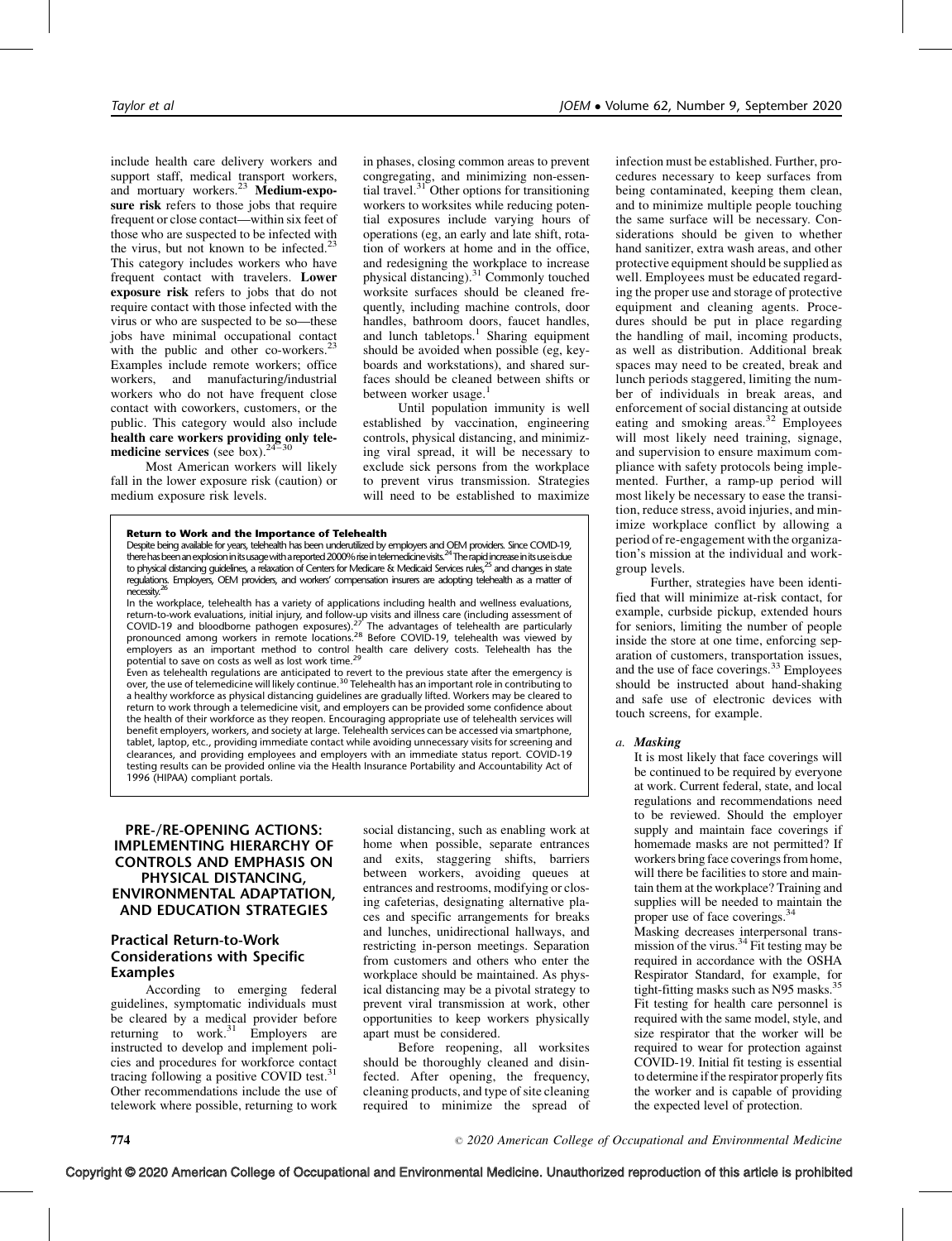include health care delivery workers and support staff, medical transport workers, and mortuary workers.[23] **Medium-exposure risk** refers to those jobs that require frequent or close contact—within six feet of those who are suspected to be infected with the virus, but not known to be infected.[23] This category includes workers who have frequent contact with travelers. **Lower exposure risk** refers to jobs that do not require contact with those infected with the virus or who are suspected to be so—these jobs have minimal occupational contact with the public and other co-workers.[23] Examples include remote workers; office workers, and manufacturing/industrial workers who do not have frequent close contact with coworkers, customers, or the public. This category would also include **health care workers providing only telemedicine services** (see box).[24–30]

Most American workers will likely fall in the lower exposure risk (caution) or medium exposure risk levels.

**Return to Work and the Importance of Telehealth**

Despite being available for years, telehealth has been underutilized by employers and OEM providers. Since COVID-19, there has been an explosion in its usage with a reported 2000% rise in telemedicine visits.[24] The rapid increase in its use is due to physical distancing guidelines, a relaxation of Centers for Medicare & Medicaid Services rules,[25] and changes in state regulations. Employers, OEM providers, and workers' compensation insurers are adopting telehealth as a matter of necessity.[26]

In the workplace, telehealth has a variety of applications including health and wellness evaluations, return-to-work evaluations, initial injury, and follow-up visits and illness care (including assessment of COVID-19 and bloodborne pathogen exposures).[27] The advantages of telehealth are particularly pronounced among workers in remote locations.[28] Before COVID-19, telehealth was viewed by employers as an important method to control health care delivery costs. Telehealth has the potential to save on costs as well as lost work time.[29]

Even as telehealth regulations are anticipated to revert to the previous state after the emergency is over, the use of telemedicine will likely continue.[30] Telehealth has an important role in contributing to a healthy workforce as physical distancing guidelines are gradually lifted. Workers may be cleared to return to work through a telemedicine visit, and employers can be provided some confidence about the health of their workforce as they reopen. Encouraging appropriate use of telehealth services will benefit employers, workers, and society at large. Telehealth services can be accessed via smartphone, tablet, laptop, etc., providing immediate contact while avoiding unnecessary visits for screening and clearances, and providing employees and employers with an immediate status report. COVID-19 testing results can be provided online via the Health Insurance Portability and Accountability Act of 1996 (HIPAA) compliant portals.

## PRE-/RE-OPENING ACTIONS: IMPLEMENTING HIERARCHY OF CONTROLS AND EMPHASIS ON PHYSICAL DISTANCING, ENVIRONMENTAL ADAPTATION, AND EDUCATION STRATEGIES

### Practical Return-to-Work Considerations with Specific Examples

According to emerging federal guidelines, symptomatic individuals must be cleared by a medical provider before returning to work.[31] Employers are instructed to develop and implement policies and procedures for workforce contact tracing following a positive COVID test.[31] Other recommendations include the use of telework where possible, returning to work in phases, closing common areas to prevent congregating, and minimizing non-essential travel.[31] Other options for transitioning workers to worksites while reducing potential exposures include varying hours of operations (eg, an early and late shift, rotation of workers at home and in the office, and redesigning the workplace to increase physical distancing).[31] Commonly touched worksite surfaces should be cleaned frequently, including machine controls, door handles, bathroom doors, faucet handles, and lunch tabletops.[1] Sharing equipment should be avoided when possible (eg, keyboards and workstations), and shared surfaces should be cleaned between shifts or between worker usage.[1]

Until population immunity is well established by vaccination, engineering controls, physical distancing, and minimizing viral spread, it will be necessary to exclude sick persons from the workplace to prevent virus transmission. Strategies will need to be established to maximize social distancing, such as enabling work at home when possible, separate entrances and exits, staggering shifts, barriers between workers, avoiding queues at entrances and restrooms, modifying or closing cafeterias, designating alternative places and specific arrangements for breaks and lunches, unidirectional hallways, and restricting in-person meetings. Separation from customers and others who enter the workplace should be maintained. As physical distancing may be a pivotal strategy to prevent viral transmission at work, other opportunities to keep workers physically apart must be considered.

Before reopening, all worksites should be thoroughly cleaned and disinfected. After opening, the frequency, cleaning products, and type of site cleaning required to minimize the spread of infection must be established. Further, procedures necessary to keep surfaces from being contaminated, keeping them clean, and to minimize multiple people touching the same surface will be necessary. Considerations should be given to whether hand sanitizer, extra wash areas, and other protective equipment should be supplied as well. Employees must be educated regarding the proper use and storage of protective equipment and cleaning agents. Procedures should be put in place regarding the handling of mail, incoming products, as well as distribution. Additional break spaces may need to be created, break and lunch periods staggered, limiting the number of individuals in break areas, and enforcement of social distancing at outside eating and smoking areas.[32] Employees will most likely need training, signage, and supervision to ensure maximum compliance with safety protocols being implemented. Further, a ramp-up period will most likely be necessary to ease the transition, reduce stress, avoid injuries, and minimize workplace conflict by allowing a period of re-engagement with the organization's mission at the individual and workgroup levels.

Further, strategies have been identified that will minimize at-risk contact, for example, curbside pickup, extended hours for seniors, limiting the number of people inside the store at one time, enforcing separation of customers, transportation issues, and the use of face coverings.[33] Employees should be instructed about hand-shaking and safe use of electronic devices with touch screens, for example.

*a. **Masking***

It is most likely that face coverings will be continued to be required by everyone at work. Current federal, state, and local regulations and recommendations need to be reviewed. Should the employer supply and maintain face coverings if homemade masks are not permitted? If workers bring face coverings from home, will there be facilities to store and maintain them at the workplace? Training and supplies will be needed to maintain the proper use of face coverings.[34]

Masking decreases interpersonal transmission of the virus.[34] Fit testing may be required in accordance with the OSHA Respirator Standard, for example, for tight-fitting masks such as N95 masks.[35] Fit testing for health care personnel is required with the same model, style, and size respirator that the worker will be required to wear for protection against COVID-19. Initial fit testing is essential to determine if the respirator properly fits the worker and is capable of providing the expected level of protection.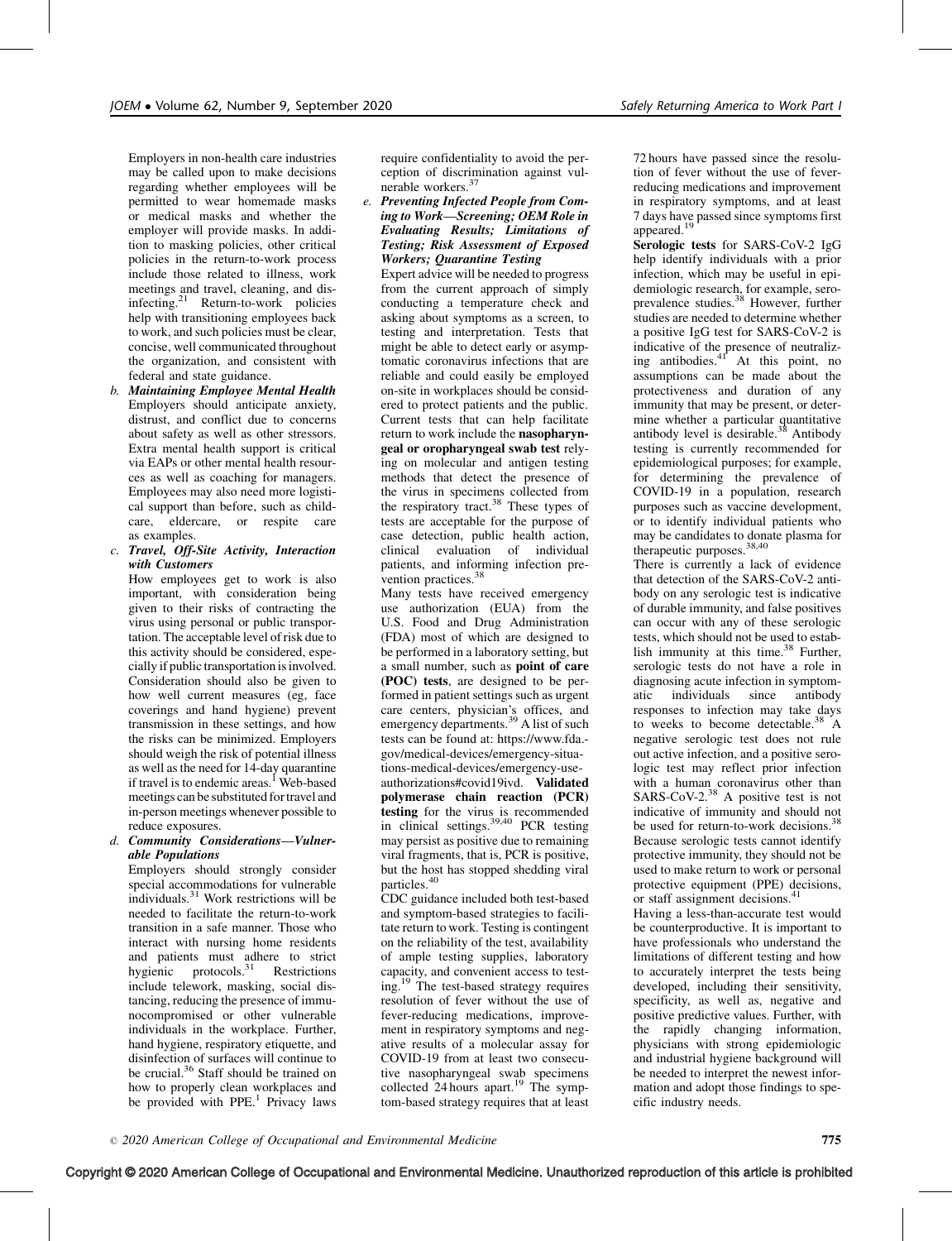Employers in non-health care industries may be called upon to make decisions regarding whether employees will be permitted to wear homemade masks or medical masks and whether the employer will provide masks. In addition to masking policies, other critical policies in the return-to-work process include those related to illness, work meetings and travel, cleaning, and disinfecting.[21] Return-to-work policies help with transitioning employees back to work, and such policies must be clear, concise, well communicated throughout the organization, and consistent with federal and state guidance.

b. ***Maintaining Employee Mental Health***
Employers should anticipate anxiety, distrust, and conflict due to concerns about safety as well as other stressors. Extra mental health support is critical via EAPs or other mental health resources as well as coaching for managers. Employees may also need more logistical support than before, such as childcare, eldercare, or respite care as examples.

c. ***Travel, Off-Site Activity, Interaction with Customers***
How employees get to work is also important, with consideration being given to their risks of contracting the virus using personal or public transportation. The acceptable level of risk due to this activity should be considered, especially if public transportation is involved. Consideration should also be given to how well current measures (eg, face coverings and hand hygiene) prevent transmission in these settings, and how the risks can be minimized. Employers should weigh the risk of potential illness as well as the need for 14-day quarantine if travel is to endemic areas.[1] Web-based meetings can be substituted for travel and in-person meetings whenever possible to reduce exposures.

d. ***Community Considerations—Vulnerable Populations***
Employers should strongly consider special accommodations for vulnerable individuals.[31] Work restrictions will be needed to facilitate the return-to-work transition in a safe manner. Those who interact with nursing home residents and patients must adhere to strict hygienic protocols.[31] Restrictions include telework, masking, social distancing, reducing the presence of immunocompromised or other vulnerable individuals in the workplace. Further, hand hygiene, respiratory etiquette, and disinfection of surfaces will continue to be crucial.[36] Staff should be trained on how to properly clean workplaces and be provided with PPE.[1] Privacy laws require confidentiality to avoid the perception of discrimination against vulnerable workers.[37]

e. ***Preventing Infected People from Coming to Work—Screening; OEM Role in Evaluating Results; Limitations of Testing; Risk Assessment of Exposed Workers; Quarantine Testing***
Expert advice will be needed to progress from the current approach of simply conducting a temperature check and asking about symptoms as a screen, to testing and interpretation. Tests that might be able to detect early or asymptomatic coronavirus infections that are reliable and could easily be employed on-site in workplaces should be considered to protect patients and the public. Current tests that can help facilitate return to work include the **nasopharyngeal or oropharyngeal swab test** relying on molecular and antigen testing methods that detect the presence of the virus in specimens collected from the respiratory tract.[38] These types of tests are acceptable for the purpose of case detection, public health action, clinical evaluation of individual patients, and informing infection prevention practices.[38]
Many tests have received emergency use authorization (EUA) from the U.S. Food and Drug Administration (FDA) most of which are designed to be performed in a laboratory setting, but a small number, such as **point of care (POC) tests**, are designed to be performed in patient settings such as urgent care centers, physician's offices, and emergency departments.[39] A list of such tests can be found at: https://www.fda.gov/medical-devices/emergency-situations-medical-devices/emergency-use-authorizations#covid19ivd. **Validated polymerase chain reaction (PCR) testing** for the virus is recommended in clinical settings.[39,40] PCR testing may persist as positive due to remaining viral fragments, that is, PCR is positive, but the host has stopped shedding viral particles.[40]
CDC guidance included both test-based and symptom-based strategies to facilitate return to work. Testing is contingent on the reliability of the test, availability of ample testing supplies, laboratory capacity, and convenient access to testing.[19] The test-based strategy requires resolution of fever without the use of fever-reducing medications, improvement in respiratory symptoms and negative results of a molecular assay for COVID-19 from at least two consecutive nasopharyngeal swab specimens collected 24 hours apart.[19] The symptom-based strategy requires that at least 72 hours have passed since the resolution of fever without the use of fever-reducing medications and improvement in respiratory symptoms, and at least 7 days have passed since symptoms first appeared.[19]
**Serologic tests** for SARS-CoV-2 IgG help identify individuals with a prior infection, which may be useful in epidemiologic research, for example, seroprevalence studies.[38] However, further studies are needed to determine whether a positive IgG test for SARS-CoV-2 is indicative of the presence of neutralizing antibodies.[41] At this point, no assumptions can be made about the protectiveness and duration of any immunity that may be present, or determine whether a particular quantitative antibody level is desirable.[38] Antibody testing is currently recommended for epidemiological purposes; for example, for determining the prevalence of COVID-19 in a population, research purposes such as vaccine development, or to identify individual patients who may be candidates to donate plasma for therapeutic purposes.[38,40]
There is currently a lack of evidence that detection of the SARS-CoV-2 antibody on any serologic test is indicative of durable immunity, and false positives can occur with any of these serologic tests, which should not be used to establish immunity at this time.[38] Further, serologic tests do not have a role in diagnosing acute infection in symptomatic individuals since antibody responses to infection may take days to weeks to become detectable.[38] A negative serologic test does not rule out active infection, and a positive serologic test may reflect prior infection with a human coronavirus other than SARS-CoV-2.[38] A positive test is not indicative of immunity and should not be used for return-to-work decisions.[38] Because serologic tests cannot identify protective immunity, they should not be used to make return to work or personal protective equipment (PPE) decisions, or staff assignment decisions.[41]
Having a less-than-accurate test would be counterproductive. It is important to have professionals who understand the limitations of different testing and how to accurately interpret the tests being developed, including their sensitivity, specificity, as well as, negative and positive predictive values. Further, with the rapidly changing information, physicians with strong epidemiologic and industrial hygiene background will be needed to interpret the newest information and adopt those findings to specific industry needs.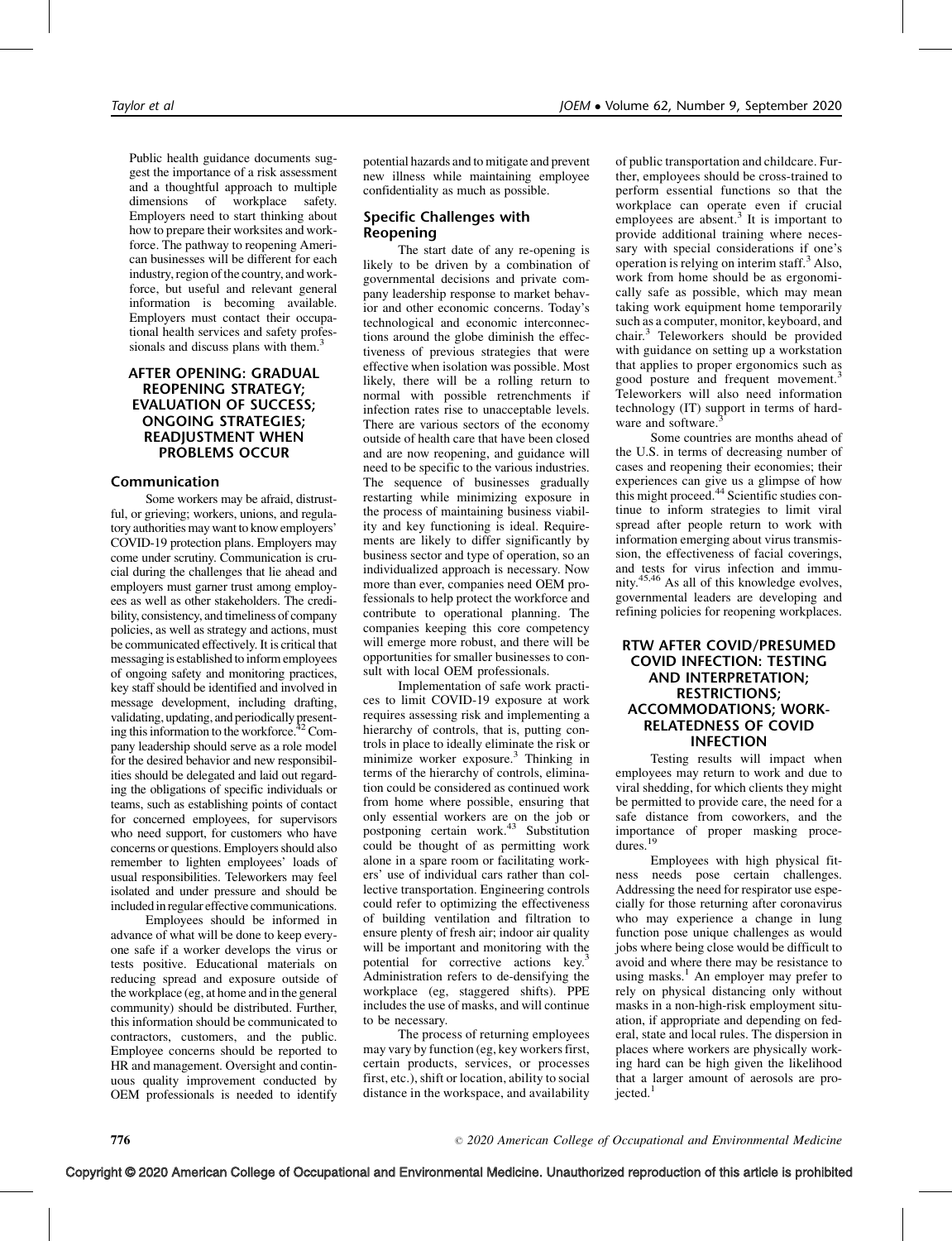Public health guidance documents suggest the importance of a risk assessment and a thoughtful approach to multiple dimensions of workplace safety. Employers need to start thinking about how to prepare their worksites and workforce. The pathway to reopening American businesses will be different for each industry, region of the country, and workforce, but useful and relevant general information is becoming available. Employers must contact their occupational health services and safety professionals and discuss plans with them.[3]

## AFTER OPENING: GRADUAL REOPENING STRATEGY; EVALUATION OF SUCCESS; ONGOING STRATEGIES; READJUSTMENT WHEN PROBLEMS OCCUR

### Communication

Some workers may be afraid, distrustful, or grieving; workers, unions, and regulatory authorities may want to know employers' COVID-19 protection plans. Employers may come under scrutiny. Communication is crucial during the challenges that lie ahead and employers must garner trust among employees as well as other stakeholders. The credibility, consistency, and timeliness of company policies, as well as strategy and actions, must be communicated effectively. It is critical that messaging is established to inform employees of ongoing safety and monitoring practices, key staff should be identified and involved in message development, including drafting, validating, updating, and periodically presenting this information to the workforce.[42] Company leadership should serve as a role model for the desired behavior and new responsibilities should be delegated and laid out regarding the obligations of specific individuals or teams, such as establishing points of contact for concerned employees, for supervisors who need support, for customers who have concerns or questions. Employers should also remember to lighten employees' loads of usual responsibilities. Teleworkers may feel isolated and under pressure and should be included in regular effective communications.

Employees should be informed in advance of what will be done to keep everyone safe if a worker develops the virus or tests positive. Educational materials on reducing spread and exposure outside of the workplace (eg, at home and in the general community) should be distributed. Further, this information should be communicated to contractors, customers, and the public. Employee concerns should be reported to HR and management. Oversight and continuous quality improvement conducted by OEM professionals is needed to identify potential hazards and to mitigate and prevent new illness while maintaining employee confidentiality as much as possible.

### Specific Challenges with Reopening

The start date of any re-opening is likely to be driven by a combination of governmental decisions and private company leadership response to market behavior and other economic concerns. Today's technological and economic interconnections around the globe diminish the effectiveness of previous strategies that were effective when isolation was possible. Most likely, there will be a rolling return to normal with possible retrenchments if infection rates rise to unacceptable levels. There are various sectors of the economy outside of health care that have been closed and are now reopening, and guidance will need to be specific to the various industries. The sequence of businesses gradually restarting while minimizing exposure in the process of maintaining business viability and key functioning is ideal. Requirements are likely to differ significantly by business sector and type of operation, so an individualized approach is necessary. Now more than ever, companies need OEM professionals to help protect the workforce and contribute to operational planning. The companies keeping this core competency will emerge more robust, and there will be opportunities for smaller businesses to consult with local OEM professionals.

Implementation of safe work practices to limit COVID-19 exposure at work requires assessing risk and implementing a hierarchy of controls, that is, putting controls in place to ideally eliminate the risk or minimize worker exposure.[3] Thinking in terms of the hierarchy of controls, elimination could be considered as continued work from home where possible, ensuring that only essential workers are on the job or postponing certain work.[43] Substitution could be thought of as permitting work alone in a spare room or facilitating workers' use of individual cars rather than collective transportation. Engineering controls could refer to optimizing the effectiveness of building ventilation and filtration to ensure plenty of fresh air; indoor air quality will be important and monitoring with the potential for corrective actions key.[3] Administration refers to de-densifying the workplace (eg, staggered shifts). PPE includes the use of masks, and will continue to be necessary.

The process of returning employees may vary by function (eg, key workers first, certain products, services, or processes first, etc.), shift or location, ability to social distance in the workspace, and availability of public transportation and childcare. Further, employees should be cross-trained to perform essential functions so that the workplace can operate even if crucial employees are absent.[3] It is important to provide additional training where necessary with special considerations if one's operation is relying on interim staff.[3] Also, work from home should be as ergonomically safe as possible, which may mean taking work equipment home temporarily such as a computer, monitor, keyboard, and chair.[3] Teleworkers should be provided with guidance on setting up a workstation that applies to proper ergonomics such as good posture and frequent movement.[3] Teleworkers will also need information technology (IT) support in terms of hardware and software.[3]

Some countries are months ahead of the U.S. in terms of decreasing number of cases and reopening their economies; their experiences can give us a glimpse of how this might proceed.[44] Scientific studies continue to inform strategies to limit viral spread after people return to work with information emerging about virus transmission, the effectiveness of facial coverings, and tests for virus infection and immunity.[45,46] As all of this knowledge evolves, governmental leaders are developing and refining policies for reopening workplaces.

## RTW AFTER COVID/PRESUMED COVID INFECTION: TESTING AND INTERPRETATION; RESTRICTIONS; ACCOMMODATIONS; WORK-RELATEDNESS OF COVID INFECTION

Testing results will impact when employees may return to work and due to viral shedding, for which clients they might be permitted to provide care, the need for a safe distance from coworkers, and the importance of proper masking procedures.[19]

Employees with high physical fitness needs pose certain challenges. Addressing the need for respirator use especially for those returning after coronavirus who may experience a change in lung function pose unique challenges as would jobs where being close would be difficult to avoid and where there may be resistance to using masks.[1] An employer may prefer to rely on physical distancing only without masks in a non-high-risk employment situation, if appropriate and depending on federal, state and local rules. The dispersion in places where workers are physically working hard can be high given the likelihood that a larger amount of aerosols are projected.[1]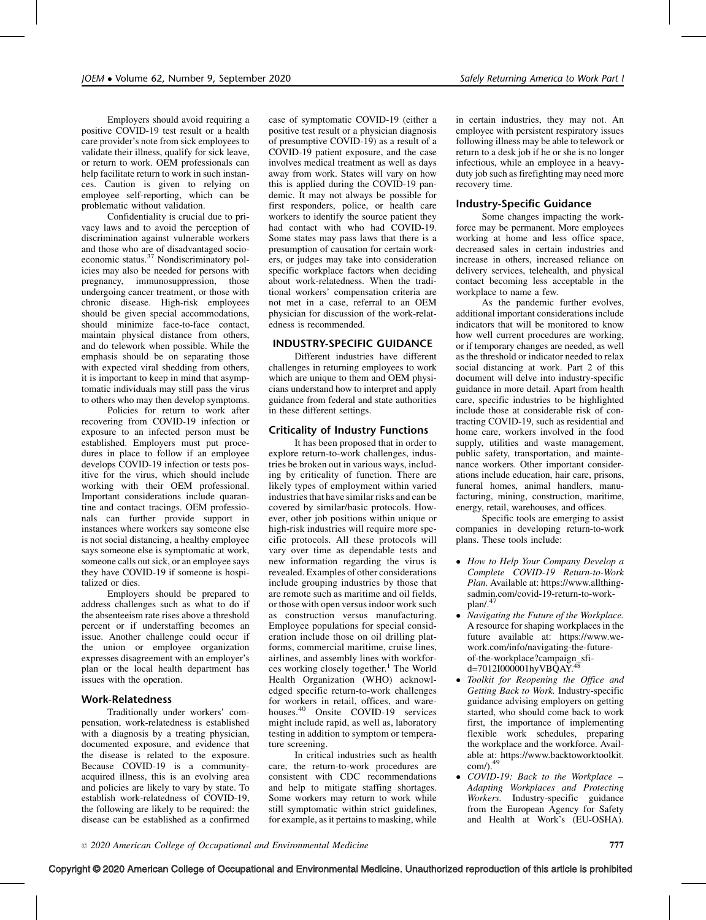Employers should avoid requiring a positive COVID-19 test result or a health care provider's note from sick employees to validate their illness, qualify for sick leave, or return to work. OEM professionals can help facilitate return to work in such instances. Caution is given to relying on employee self-reporting, which can be problematic without validation.

Confidentiality is crucial due to privacy laws and to avoid the perception of discrimination against vulnerable workers and those who are of disadvantaged socioeconomic status.[37] Nondiscriminatory policies may also be needed for persons with pregnancy, immunosuppression, those undergoing cancer treatment, or those with chronic disease. High-risk employees should be given special accommodations, should minimize face-to-face contact, maintain physical distance from others, and do telework when possible. While the emphasis should be on separating those with expected viral shedding from others, it is important to keep in mind that asymptomatic individuals may still pass the virus to others who may then develop symptoms.

Policies for return to work after recovering from COVID-19 infection or exposure to an infected person must be established. Employers must put procedures in place to follow if an employee develops COVID-19 infection or tests positive for the virus, which should include working with their OEM professional. Important considerations include quarantine and contact tracings. OEM professionals can further provide support in instances where workers say someone else is not social distancing, a healthy employee says someone else is symptomatic at work, someone calls out sick, or an employee says they have COVID-19 if someone is hospitalized or dies.

Employers should be prepared to address challenges such as what to do if the absenteeism rate rises above a threshold percent or if understaffing becomes an issue. Another challenge could occur if the union or employee organization expresses disagreement with an employer's plan or the local health department has issues with the operation.

### Work-Relatedness

Traditionally under workers' compensation, work-relatedness is established with a diagnosis by a treating physician, documented exposure, and evidence that the disease is related to the exposure. Because COVID-19 is a community-acquired illness, this is an evolving area and policies are likely to vary by state. To establish work-relatedness of COVID-19, the following are likely to be required: the disease can be established as a confirmed case of symptomatic COVID-19 (either a positive test result or a physician diagnosis of presumptive COVID-19) as a result of a COVID-19 patient exposure, and the case involves medical treatment as well as days away from work. States will vary on how this is applied during the COVID-19 pandemic. It may not always be possible for first responders, police, or health care workers to identify the source patient they had contact with who had COVID-19. Some states may pass laws that there is a presumption of causation for certain workers, or judges may take into consideration specific workplace factors when deciding about work-relatedness. When the traditional workers' compensation criteria are not met in a case, referral to an OEM physician for discussion of the work-relatedness is recommended.

## INDUSTRY-SPECIFIC GUIDANCE

Different industries have different challenges in returning employees to work which are unique to them and OEM physicians understand how to interpret and apply guidance from federal and state authorities in these different settings.

### Criticality of Industry Functions

It has been proposed that in order to explore return-to-work challenges, industries be broken out in various ways, including by criticality of function. There are likely types of employment within varied industries that have similar risks and can be covered by similar/basic protocols. However, other job positions within unique or high-risk industries will require more specific protocols. All these protocols will vary over time as dependable tests and new information regarding the virus is revealed. Examples of other considerations include grouping industries by those that are remote such as maritime and oil fields, or those with open versus indoor work such as construction versus manufacturing. Employee populations for special consideration include those on oil drilling platforms, commercial maritime, cruise lines, airlines, and assembly lines with workforces working closely together.[1] The World Health Organization (WHO) acknowledged specific return-to-work challenges for workers in retail, offices, and warehouses.[40] Onsite COVID-19 services might include rapid, as well as, laboratory testing in addition to symptom or temperature screening.

In critical industries such as health care, the return-to-work procedures are consistent with CDC recommendations and help to mitigate staffing shortages. Some workers may return to work while still symptomatic within strict guidelines, for example, as it pertains to masking, while in certain industries, they may not. An employee with persistent respiratory issues following illness may be able to telework or return to a desk job if he or she is no longer infectious, while an employee in a heavy-duty job such as firefighting may need more recovery time.

### Industry-Specific Guidance

Some changes impacting the workforce may be permanent. More employees working at home and less office space, decreased sales in certain industries and increase in others, increased reliance on delivery services, telehealth, and physical contact becoming less acceptable in the workplace to name a few.

As the pandemic further evolves, additional important considerations include indicators that will be monitored to know how well current procedures are working, or if temporary changes are needed, as well as the threshold or indicator needed to relax social distancing at work. Part 2 of this document will delve into industry-specific guidance in more detail. Apart from health care, specific industries to be highlighted include those at considerable risk of contracting COVID-19, such as residential and home care, workers involved in the food supply, utilities and waste management, public safety, transportation, and maintenance workers. Other important considerations include education, hair care, prisons, funeral homes, animal handlers, manufacturing, mining, construction, maritime, energy, retail, warehouses, and offices.

Specific tools are emerging to assist companies in developing return-to-work plans. These tools include:

- *How to Help Your Company Develop a Complete COVID-19 Return-to-Work Plan.* Available at: https://www.allthingsadmin.com/covid-19-return-to-work-plan/.[47]
- *Navigating the Future of the Workplace.* A resource for shaping workplaces in the future available at: https://www.wework.com/info/navigating-the-future-of-the-workplace?campaign_sfid=7012I000001hyVBQAY.[48]
- *Toolkit for Reopening the Office and Getting Back to Work.* Industry-specific guidance advising employers on getting started, who should come back to work first, the importance of implementing flexible work schedules, preparing the workplace and the workforce. Available at: https://www.backtoworktoolkit.com/).[49]
- *COVID-19: Back to the Workplace – Adapting Workplaces and Protecting Workers.* Industry-specific guidance from the European Agency for Safety and Health at Work's (EU-OSHA).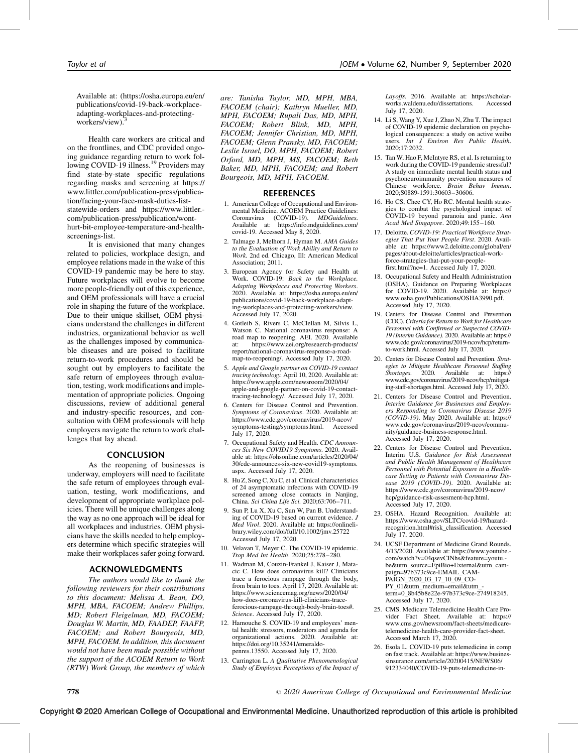Available at: (https://osha.europa.eu/en/publications/covid-19-back-workplace-adapting-workplaces-and-protecting-workers/view).[3]

Health care workers are critical and on the frontlines, and CDC provided ongoing guidance regarding return to work following COVID-19 illness.[19] Providers may find state-by-state specific regulations regarding masks and screening at https://www.littler.com/publication-press/publication/facing-your-face-mask-duties-list-statewide-orders and https://www.littler.com/publication-press/publication/wont-hurt-bit-employee-temperature-and-health-screenings-list.

It is envisioned that many changes related to policies, workplace design, and employee relations made in the wake of this COVID-19 pandemic may be here to stay. Future workplaces will evolve to become more people-friendly out of this experience, and OEM professionals will have a crucial role in shaping the future of the workplace. Due to their unique skillset, OEM physicians understand the challenges in different industries, organizational behavior as well as the challenges imposed by communicable diseases and are poised to facilitate return-to-work procedures and should be sought out by employers to facilitate the safe return of employees through evaluation, testing, work modifications and implementation of appropriate policies. Ongoing discussions, review of additional general and industry-specific resources, and consultation with OEM professionals will help employers navigate the return to work challenges that lay ahead.

## CONCLUSION

As the reopening of businesses is underway, employers will need to facilitate the safe return of employees through evaluation, testing, work modifications, and development of appropriate workplace policies. There will be unique challenges along the way as no one approach will be ideal for all workplaces and industries. OEM physicians have the skills needed to help employers determine which specific strategies will make their workplaces safer going forward.

## ACKNOWLEDGMENTS

*The authors would like to thank the following reviewers for their contributions to this document: Melissa A. Bean, DO, MPH, MBA, FACOEM; Andrew Phillips, MD; Robert Fleigelman, MD, FACOEM; Douglas W. Martin, MD, FAADEP, FAAFP, FACOEM; and Robert Bourgeois, MD, MPH, FACOEM. In addition, this document would not have been made possible without the support of the ACOEM Return to Work (RTW) Work Group, the members of which are: Tanisha Taylor, MD, MPH, MBA, FACOEM (chair); Kathryn Mueller, MD, MPH, FACOEM; Rupali Das, MD, MPH, FACOEM; Robert Blink, MD, MPH, FACOEM; Jennifer Christian, MD, MPH, FACOEM; Glenn Pransky, MD, FACOEM; Leslie Israel, DO, MPH, FACOEM; Robert Orford, MD, MPH, MS, FACOEM; Beth Baker, MD, MPH, FACOEM; and Robert Bourgeois, MD, MPH, FACOEM.*

## REFERENCES

1. American College of Occupational and Environmental Medicine. ACOEM Practice Guidelines: Coronavirus (COVID-19). *MDGuidelines*. Available at: https://info.mdguidelines.com/covid-19. Accessed May 8, 2020.
2. Talmage J, Melhorn J, Hyman M. *AMA Guides to the Evaluation of Work Ability and Return to Work*. 2nd ed. Chicago, Ill: American Medical Association; 2011.
3. European Agency for Safety and Health at Work. COVID-19: *Back to the Workplace. Adapting Workplaces and Protecting Workers*. 2020. Available at: https://osha.europa.eu/en/publications/covid-19-back-workplace-adapting-workplaces-and-protecting-workers/view. Accessed July 17, 2020.
4. Gotleib S, Rivers C, McClellan M, Silvis L, Watson C. National coronavirus response: A road map to reopening. AEI. 2020. Available at: https://www.aei.org/reseaerch-products/report/national-coronavirus-response-a-road-map-to-reopening/. Accessed July 17, 2020.
5. *Apple and Google partner on COVID-19 contact tracing technology*. April 10, 2020. Available at: https://www.apple.com/newsroom/2020/04/apple-and-google-partner-on-covid-19-contact-tracing-technology/. Accessed July 17, 2020.
6. Centers for Disease Control and Prevention. *Symptoms of Coronavirus*. 2020. Available at: https://www.cdc.gov/coronavirus/2019-ncov/symptoms-testing/symptoms.html. Accessed July 17, 2020.
7. Occupational Safety and Health. *CDC Announces Six New COVID19 Symptoms*. 2020. Available at: https://ohsonline.com/articles/2020/04/30/cdc-announces-six-new-covid19-symptoms.aspx. Accessed July 17, 2020.
8. Hu Z, Song C, Xu C, et al. Clinical characteristics of 24 asymptomatic infections with COVID-19 screened among close contacts in Nanjing, China. *Sci China Life Sci*. 2020;63:706–711.
9. Sun P, Lu X, Xu C, Sun W, Pan B. Understanding of COVID-19 based on current evidence. *J Med Virol*. 2020. Available at: https://onlinelibrary.wiley.com/doi/full/10.1002/jmv.25722 Accessed July 17, 2020.
10. Velavan T, Meyer C. The COVID-19 epidemic. *Trop Med Int Health*. 2020;25:278–280.
11. Wadman M, Couzin-Frankel J, Kaiser J, Matacic C. How does coronavirus kill? Clinicians trace a ferocious rampage through the body, from brain to toes. April 17, 2020. Available at: https://www.sciencemag.org/news/2020/04/how-does-coronavirus-kill-clinicians-trace-ferocious-rampage-through-body-brain-toes#. *Science*. Accessed July 17, 2020.
12. Hamouche S. COVID-19 and employees' mental health: stressors, moderators and agenda for organizational actions. 2020. Available at: https://doi.org/10.35241/emeraldopenres.13550. Accessed July 17, 2020.
13. Carrington L. *A Qualitative Phenomenological Study of Employee Perceptions of the Impact of Layoffs*. 2016. Available at: https://scholarworks.waldenu.edu/dissertations. Accessed July 17, 2020.
14. Li S, Wang Y, Xue J, Zhao N, Zhu T. The impact of COVID-19 epidemic declaration on psychological consequences: a study on active weibo users. *Int J Environ Res Public Health*. 2020;17:2032.
15. Tan W, Hao F, McIntyre RS, et al. Is returning to work during the COVID-19 pandemic stressful? A study on immediate mental health status and psychoneuroimmunity prevention measures of Chinese workforce. *Brain Behav Immun*. 2020;S0889-1591:30603–30606.
16. Ho CS, Chee CY, Ho RC. Mental health strategies to combat the psychological impact of COVID-19 beyond paranoia and panic. *Ann Acad Med Singapore*. 2020;49:155–160.
17. Deloitte. *COVID-19: Practical Workforce Strategies That Put Your People First*. 2020. Available at: https://www2.deloitte.com/global/en/pages/about-deloitte/articles/practical-workforce-strategies-that-put-your-people-first.html?nc=1. Accessed July 17, 2020.
18. Occupational Safety and Health Administration (OSHA). Guidance on Preparing Workplaces for COVID-19. 2020. Available at: https://www.osha.gov/Publications/OSHA3990.pdf. Accessed July 17, 2020.
19. Centers for Disease Control and Prevention (CDC). *Criteria for Return to Work for Healthcare Personnel with Confirmed or Suspected COVID-19 (Interim Guidance)*. 2020. Available at: https://www.cdc.gov/coronavirus/2019-ncov/hcp/return-to-work.html. Accessed July 17, 2020.
20. Centers for Disease Control and Prevention. *Strategies to Mitigate Healthcare Personnel Staffing Shortages*. 2020. Available at: https://www.cdc.gov/coronavirus/2019-ncov/hcp/mitigating-staff-shortages.html. Accessed July 17, 2020.
21. Centers for Disease Control and Prevention. *Interim Guidance for Businesses and Employers Responding to Coronavirus Disease 2019 (COVID-19)*. May 2020. Available at: https://www.cdc.gov/coronavirus/2019-ncov/community/guidance-business-response.html. Accessed July 17, 2020.
22. Centers for Disease Control and Prevention. Interim U.S. *Guidance for Risk Assessment and Public Health Management of Healthcare Personnel with Potential Exposure in a Healthcare Setting to Patients with Coronavirus Disease 2019 (COVID-19)*. 2020. Available at: https://www.cdc.gov/coronavirus/2019-ncov/hcp/guidance-risk-assesment-hcp.html. Accessed July 17, 2020.
23. OSHA. Hazard Recognition. Available at: https://www.osha.gov/SLTC/covid-19/hazardrecognition.html#risk_classification. Accessed July 17, 2020.
24. UCSF Department of Medicine Grand Rounds. 4/13/2020. Available at: https://www.youtube.com/watch?v=04qsevCINhs&feature=youtu.be&utm_source=EpiBio+External&utm_campaign=97b373c9ce-EMAIL_CAMPAIGN_2020_03_17_10_09_COPY_01&utm_medium=email&utm_term=0_8b45b8e22e-97b373c9ce-274918245. Accessed July 17, 2020.
25. CMS. Medicare Telemedicine Health Care Provider Fact Sheet. Available at: https://www.cms.gov/newsroom/fact-sheets/medicare-telemedicine-health-care-provider-fact-sheet. Accessed March 17, 2020.
26. Esola L. COVID-19 puts telemedicine in comp on fast track. Available at: https://www.businessinsurance.com/article/20200415/NEWS06/912334040/COVID-19-puts-telemedicine-in-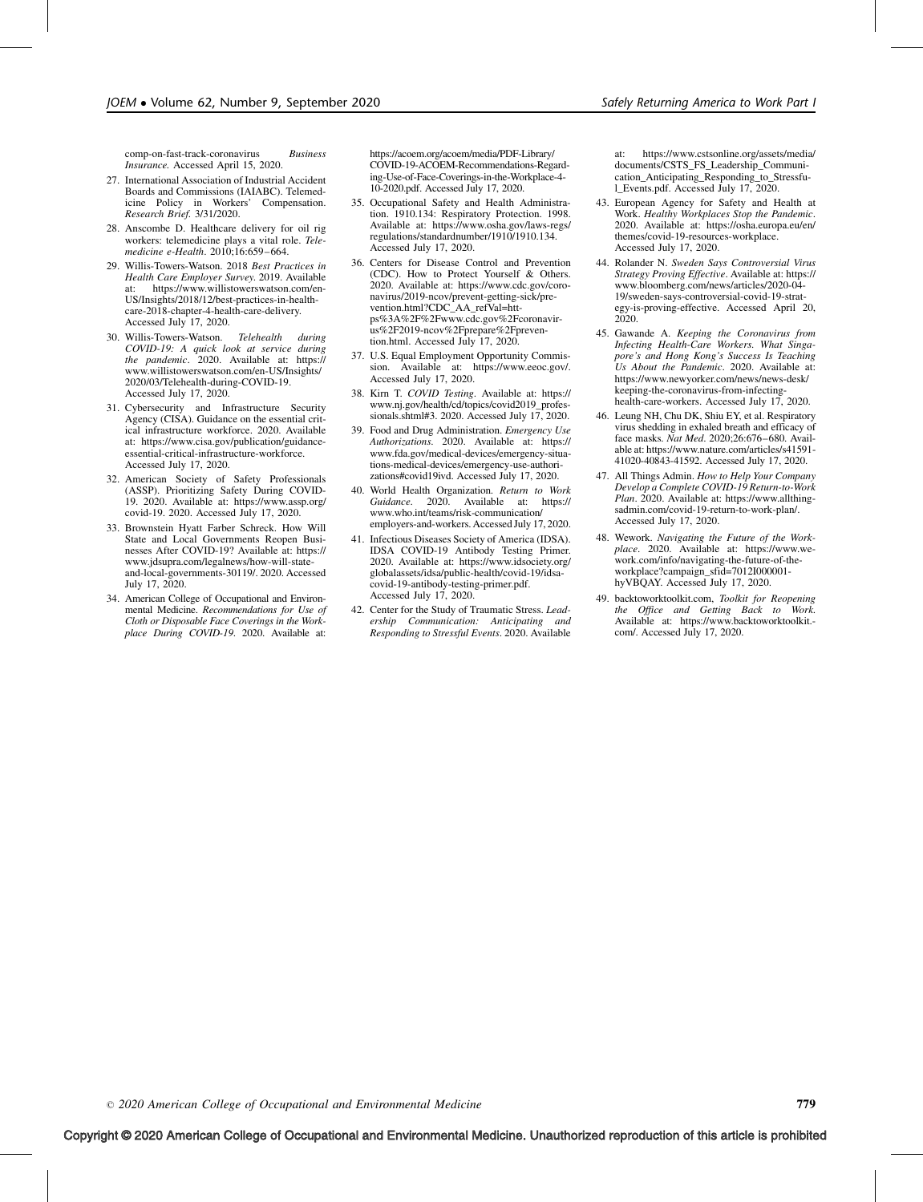comp-on-fast-track-coronavirus *Business Insurance.* Accessed April 15, 2020.

27. International Association of Industrial Accident Boards and Commissions (IAIABC). Telemedicine Policy in Workers' Compensation. *Research Brief.* 3/31/2020.
28. Anscombe D. Healthcare delivery for oil rig workers: telemedicine plays a vital role. *Telemedicine e-Health*. 2010;16:659–664.
29. Willis-Towers-Watson. 2018 *Best Practices in Health Care Employer Survey.* 2019. Available at: https://www.willistowerswatson.com/en-US/Insights/2018/12/best-practices-in-health-care-2018-chapter-4-health-care-delivery. Accessed July 17, 2020.
30. Willis-Towers-Watson. *Telehealth during COVID-19: A quick look at service during the pandemic*. 2020. Available at: https://www.willistowerswatson.com/en-US/Insights/2020/03/Telehealth-during-COVID-19. Accessed July 17, 2020.
31. Cybersecurity and Infrastructure Security Agency (CISA). Guidance on the essential critical infrastructure workforce. 2020. Available at: https://www.cisa.gov/publication/guidance-essential-critical-infrastructure-workforce. Accessed July 17, 2020.
32. American Society of Safety Professionals (ASSP). Prioritizing Safety During COVID-19. 2020. Available at: https://www.assp.org/covid-19. 2020. Accessed July 17, 2020.
33. Brownstein Hyatt Farber Schreck. How Will State and Local Governments Reopen Businesses After COVID-19? Available at: https://www.jdsupra.com/legalnews/how-will-state-and-local-governments-30119/. 2020. Accessed July 17, 2020.
34. American College of Occupational and Environmental Medicine. *Recommendations for Use of Cloth or Disposable Face Coverings in the Workplace During COVID-19.* 2020. Available at: https://acoem.org/acoem/media/PDF-Library/COVID-19-ACOEM-Recommendations-Regarding-Use-of-Face-Coverings-in-the-Workplace-4-10-2020.pdf. Accessed July 17, 2020.
35. Occupational Safety and Health Administration. 1910.134: Respiratory Protection. 1998. Available at: https://www.osha.gov/laws-regs/regulations/standardnumber/1910/1910.134. Accessed July 17, 2020.
36. Centers for Disease Control and Prevention (CDC). How to Protect Yourself & Others. 2020. Available at: https://www.cdc.gov/coronavirus/2019-ncov/prevent-getting-sick/prevention.html?CDC_AA_refVal=https%3A%2F%2Fwww.cdc.gov%2Fcoronavirus%2F2019-ncov%2Fprepare%2Fprevention.html. Accessed July 17, 2020.
37. U.S. Equal Employment Opportunity Commission. Available at: https://www.eeoc.gov/. Accessed July 17, 2020.
38. Kirn T. *COVID Testing*. Available at: https://www.nj.gov/health/cd/topics/covid2019_professionals.shtml#3. 2020. Accessed July 17, 2020.
39. Food and Drug Administration. *Emergency Use Authorizations.* 2020. Available at: https://www.fda.gov/medical-devices/emergency-situations-medical-devices/emergency-use-authorizations#covid19ivd. Accessed July 17, 2020.
40. World Health Organization. *Return to Work Guidance*. 2020. Available at: https://www.who.int/teams/risk-communication/employers-and-workers. Accessed July 17, 2020.
41. Infectious Diseases Society of America (IDSA). IDSA COVID-19 Antibody Testing Primer. 2020. Available at: https://www.idsociety.org/globalassets/idsa/public-health/covid-19/idsa-covid-19-antibody-testing-primer.pdf. Accessed July 17, 2020.
42. Center for the Study of Traumatic Stress. *Leadership Communication: Anticipating and Responding to Stressful Events*. 2020. Available at: https://www.cstsonline.org/assets/media/documents/CSTS_FS_Leadership_Communication_Anticipating_Responding_to_Stressful_Events.pdf. Accessed July 17, 2020.
43. European Agency for Safety and Health at Work. *Healthy Workplaces Stop the Pandemic*. 2020. Available at: https://osha.europa.eu/en/themes/covid-19-resources-workplace. Accessed July 17, 2020.
44. Rolander N. *Sweden Says Controversial Virus Strategy Proving Effective*. Available at: https://www.bloomberg.com/news/articles/2020-04-19/sweden-says-controversial-covid-19-strategy-is-proving-effective. Accessed April 20, 2020.
45. Gawande A. *Keeping the Coronavirus from Infecting Health-Care Workers. What Singapore's and Hong Kong's Success Is Teaching Us About the Pandemic*. 2020. Available at: https://www.newyorker.com/news/news-desk/keeping-the-coronavirus-from-infecting-health-care-workers. Accessed July 17, 2020.
46. Leung NH, Chu DK, Shiu EY, et al. Respiratory virus shedding in exhaled breath and efficacy of face masks. *Nat Med*. 2020;26:676–680. Available at: https://www.nature.com/articles/s41591-41020-40843-41592. Accessed July 17, 2020.
47. All Things Admin. *How to Help Your Company Develop a Complete COVID-19 Return-to-Work Plan*. 2020. Available at: https://www.allthingsadmin.com/covid-19-return-to-work-plan/. Accessed July 17, 2020.
48. Wework. *Navigating the Future of the Workplace*. 2020. Available at: https://www.wework.com/info/navigating-the-future-of-the-workplace?campaign_sfid=7012I000001hyVBQAY. Accessed July 17, 2020.
49. backtoworktoolkit.com, *Toolkit for Reopening the Office and Getting Back to Work*. Available at: https://www.backtoworktoolkit.com/. Accessed July 17, 2020.